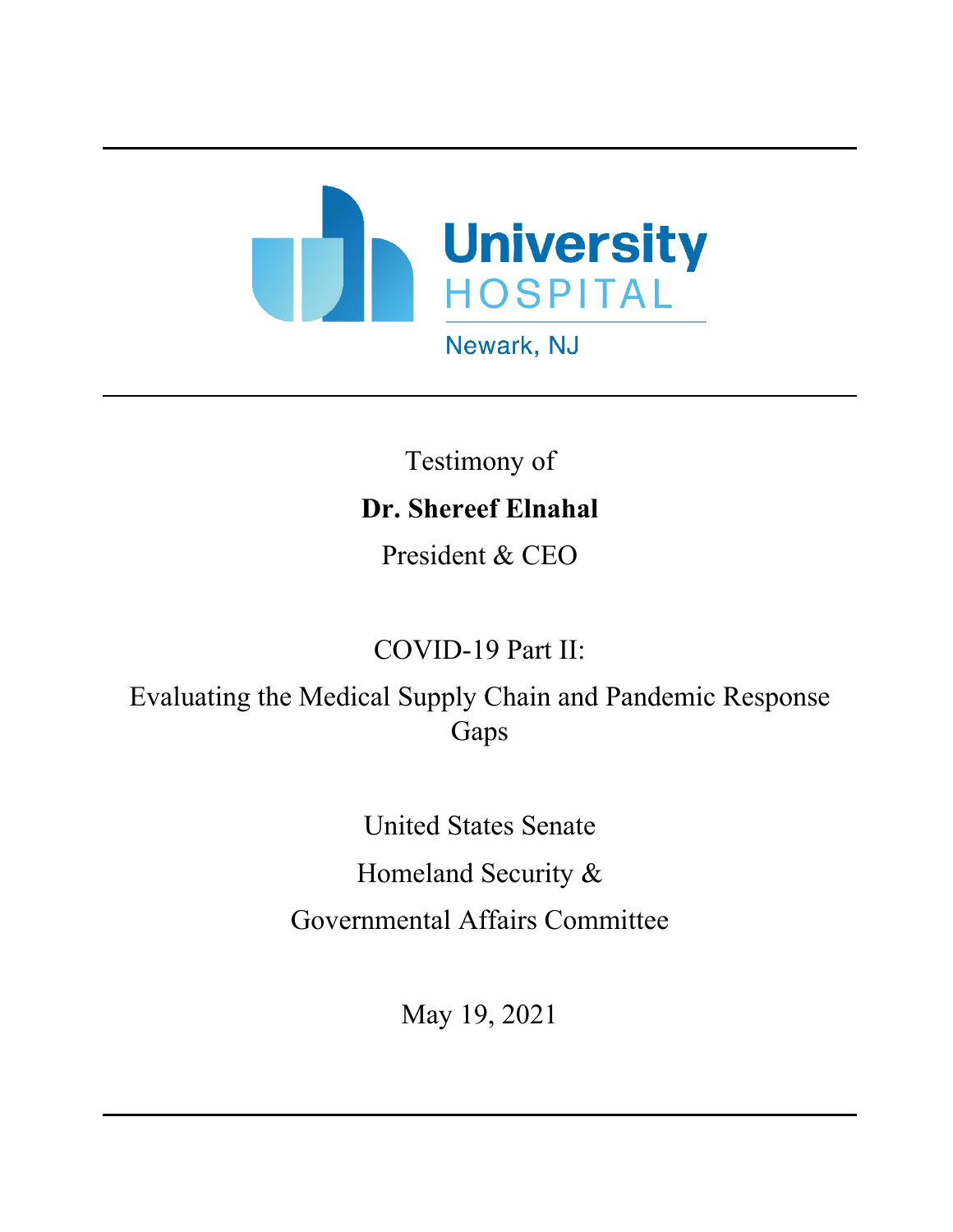University HOSPITAL

Newark, NJ

Testimony of

**Dr. Shereef Elnahal**

President & CEO

COVID-19 Part II:

Evaluating the Medical Supply Chain and Pandemic Response Gaps

United States Senate

Homeland Security &

Governmental Affairs Committee

May 19, 2021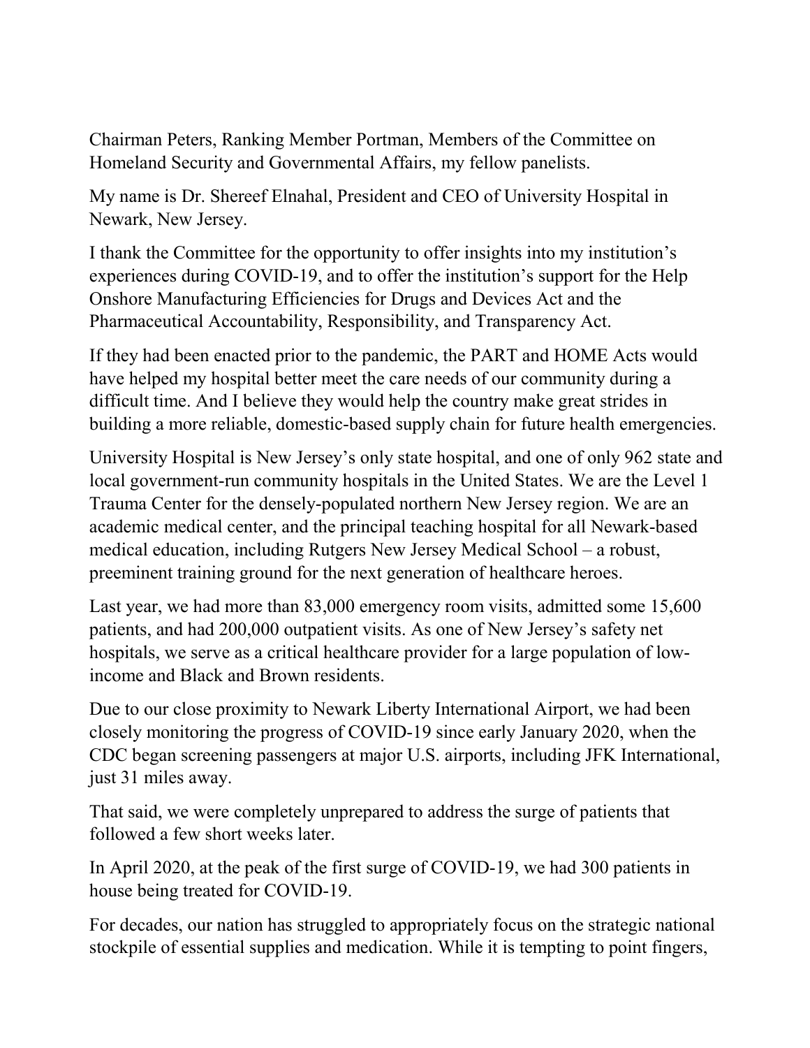Chairman Peters, Ranking Member Portman, Members of the Committee on Homeland Security and Governmental Affairs, my fellow panelists.

My name is Dr. Shereef Elnahal, President and CEO of University Hospital in Newark, New Jersey.

I thank the Committee for the opportunity to offer insights into my institution's experiences during COVID-19, and to offer the institution's support for the Help Onshore Manufacturing Efficiencies for Drugs and Devices Act and the Pharmaceutical Accountability, Responsibility, and Transparency Act.

If they had been enacted prior to the pandemic, the PART and HOME Acts would have helped my hospital better meet the care needs of our community during a difficult time. And I believe they would help the country make great strides in building a more reliable, domestic-based supply chain for future health emergencies.

University Hospital is New Jersey's only state hospital, and one of only 962 state and local government-run community hospitals in the United States. We are the Level 1 Trauma Center for the densely-populated northern New Jersey region. We are an academic medical center, and the principal teaching hospital for all Newark-based medical education, including Rutgers New Jersey Medical School – a robust, preeminent training ground for the next generation of healthcare heroes.

Last year, we had more than 83,000 emergency room visits, admitted some 15,600 patients, and had 200,000 outpatient visits. As one of New Jersey's safety net hospitals, we serve as a critical healthcare provider for a large population of low-income and Black and Brown residents.

Due to our close proximity to Newark Liberty International Airport, we had been closely monitoring the progress of COVID-19 since early January 2020, when the CDC began screening passengers at major U.S. airports, including JFK International, just 31 miles away.

That said, we were completely unprepared to address the surge of patients that followed a few short weeks later.

In April 2020, at the peak of the first surge of COVID-19, we had 300 patients in house being treated for COVID-19.

For decades, our nation has struggled to appropriately focus on the strategic national stockpile of essential supplies and medication. While it is tempting to point fingers,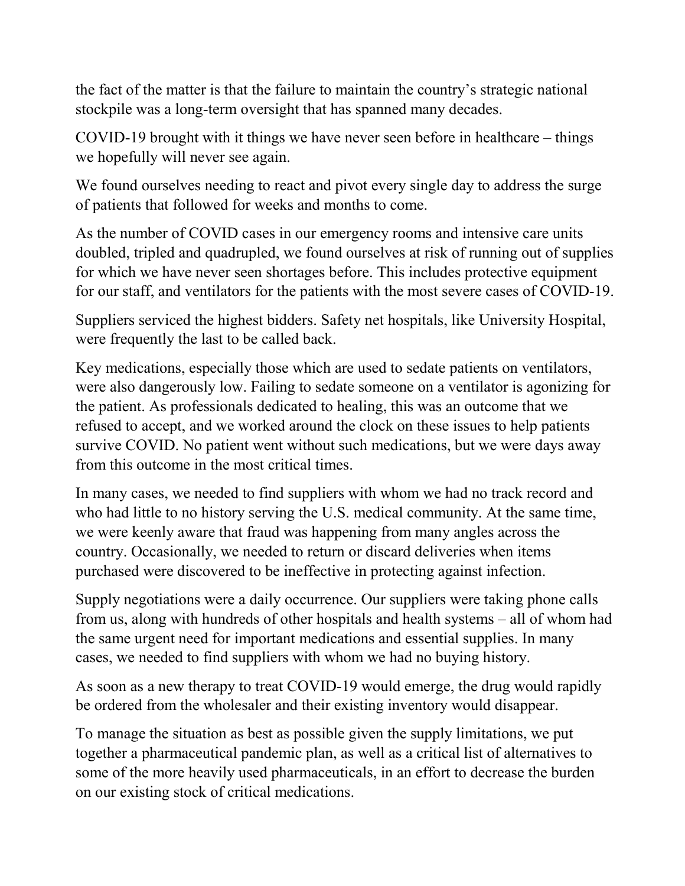the fact of the matter is that the failure to maintain the country's strategic national stockpile was a long-term oversight that has spanned many decades.

COVID-19 brought with it things we have never seen before in healthcare – things we hopefully will never see again.

We found ourselves needing to react and pivot every single day to address the surge of patients that followed for weeks and months to come.

As the number of COVID cases in our emergency rooms and intensive care units doubled, tripled and quadrupled, we found ourselves at risk of running out of supplies for which we have never seen shortages before. This includes protective equipment for our staff, and ventilators for the patients with the most severe cases of COVID-19.

Suppliers serviced the highest bidders. Safety net hospitals, like University Hospital, were frequently the last to be called back.

Key medications, especially those which are used to sedate patients on ventilators, were also dangerously low. Failing to sedate someone on a ventilator is agonizing for the patient. As professionals dedicated to healing, this was an outcome that we refused to accept, and we worked around the clock on these issues to help patients survive COVID. No patient went without such medications, but we were days away from this outcome in the most critical times.

In many cases, we needed to find suppliers with whom we had no track record and who had little to no history serving the U.S. medical community. At the same time, we were keenly aware that fraud was happening from many angles across the country. Occasionally, we needed to return or discard deliveries when items purchased were discovered to be ineffective in protecting against infection.

Supply negotiations were a daily occurrence. Our suppliers were taking phone calls from us, along with hundreds of other hospitals and health systems – all of whom had the same urgent need for important medications and essential supplies. In many cases, we needed to find suppliers with whom we had no buying history.

As soon as a new therapy to treat COVID-19 would emerge, the drug would rapidly be ordered from the wholesaler and their existing inventory would disappear.

To manage the situation as best as possible given the supply limitations, we put together a pharmaceutical pandemic plan, as well as a critical list of alternatives to some of the more heavily used pharmaceuticals, in an effort to decrease the burden on our existing stock of critical medications.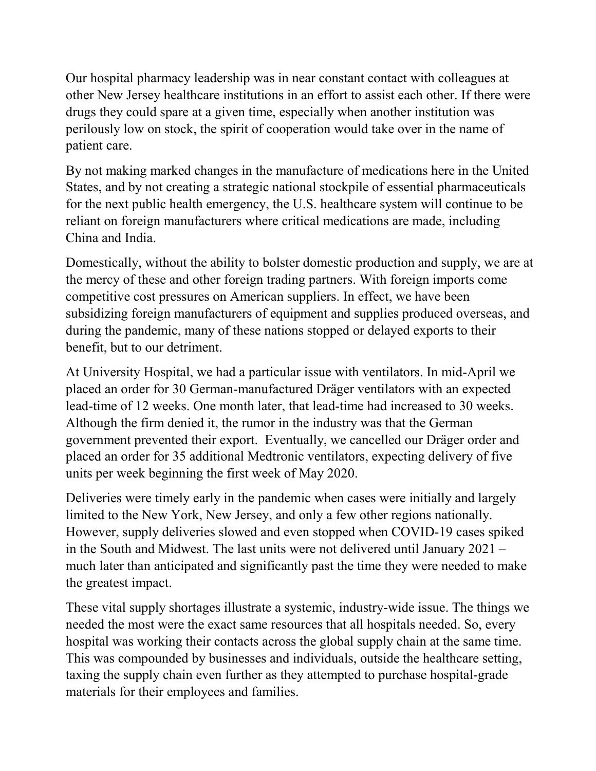Our hospital pharmacy leadership was in near constant contact with colleagues at other New Jersey healthcare institutions in an effort to assist each other. If there were drugs they could spare at a given time, especially when another institution was perilously low on stock, the spirit of cooperation would take over in the name of patient care.

By not making marked changes in the manufacture of medications here in the United States, and by not creating a strategic national stockpile of essential pharmaceuticals for the next public health emergency, the U.S. healthcare system will continue to be reliant on foreign manufacturers where critical medications are made, including China and India.

Domestically, without the ability to bolster domestic production and supply, we are at the mercy of these and other foreign trading partners. With foreign imports come competitive cost pressures on American suppliers. In effect, we have been subsidizing foreign manufacturers of equipment and supplies produced overseas, and during the pandemic, many of these nations stopped or delayed exports to their benefit, but to our detriment.

At University Hospital, we had a particular issue with ventilators. In mid-April we placed an order for 30 German-manufactured Dräger ventilators with an expected lead-time of 12 weeks. One month later, that lead-time had increased to 30 weeks. Although the firm denied it, the rumor in the industry was that the German government prevented their export. Eventually, we cancelled our Dräger order and placed an order for 35 additional Medtronic ventilators, expecting delivery of five units per week beginning the first week of May 2020.

Deliveries were timely early in the pandemic when cases were initially and largely limited to the New York, New Jersey, and only a few other regions nationally. However, supply deliveries slowed and even stopped when COVID-19 cases spiked in the South and Midwest. The last units were not delivered until January 2021 – much later than anticipated and significantly past the time they were needed to make the greatest impact.

These vital supply shortages illustrate a systemic, industry-wide issue. The things we needed the most were the exact same resources that all hospitals needed. So, every hospital was working their contacts across the global supply chain at the same time. This was compounded by businesses and individuals, outside the healthcare setting, taxing the supply chain even further as they attempted to purchase hospital-grade materials for their employees and families.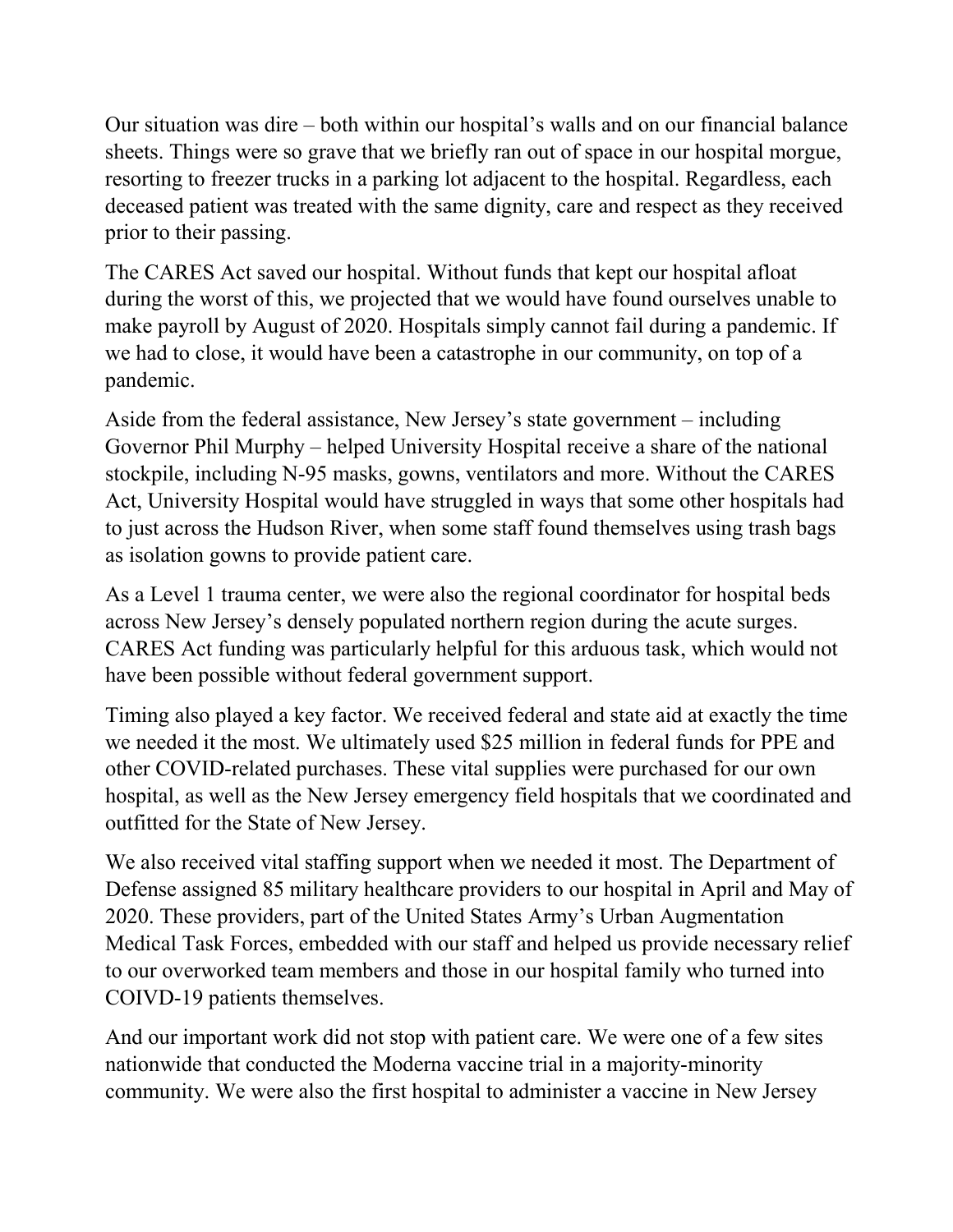Our situation was dire – both within our hospital's walls and on our financial balance sheets. Things were so grave that we briefly ran out of space in our hospital morgue, resorting to freezer trucks in a parking lot adjacent to the hospital. Regardless, each deceased patient was treated with the same dignity, care and respect as they received prior to their passing.

The CARES Act saved our hospital. Without funds that kept our hospital afloat during the worst of this, we projected that we would have found ourselves unable to make payroll by August of 2020. Hospitals simply cannot fail during a pandemic. If we had to close, it would have been a catastrophe in our community, on top of a pandemic.

Aside from the federal assistance, New Jersey's state government – including Governor Phil Murphy – helped University Hospital receive a share of the national stockpile, including N-95 masks, gowns, ventilators and more. Without the CARES Act, University Hospital would have struggled in ways that some other hospitals had to just across the Hudson River, when some staff found themselves using trash bags as isolation gowns to provide patient care.

As a Level 1 trauma center, we were also the regional coordinator for hospital beds across New Jersey's densely populated northern region during the acute surges. CARES Act funding was particularly helpful for this arduous task, which would not have been possible without federal government support.

Timing also played a key factor. We received federal and state aid at exactly the time we needed it the most. We ultimately used $25 million in federal funds for PPE and other COVID-related purchases. These vital supplies were purchased for our own hospital, as well as the New Jersey emergency field hospitals that we coordinated and outfitted for the State of New Jersey.

We also received vital staffing support when we needed it most. The Department of Defense assigned 85 military healthcare providers to our hospital in April and May of 2020. These providers, part of the United States Army's Urban Augmentation Medical Task Forces, embedded with our staff and helped us provide necessary relief to our overworked team members and those in our hospital family who turned into COIVD-19 patients themselves.

And our important work did not stop with patient care. We were one of a few sites nationwide that conducted the Moderna vaccine trial in a majority-minority community. We were also the first hospital to administer a vaccine in New Jersey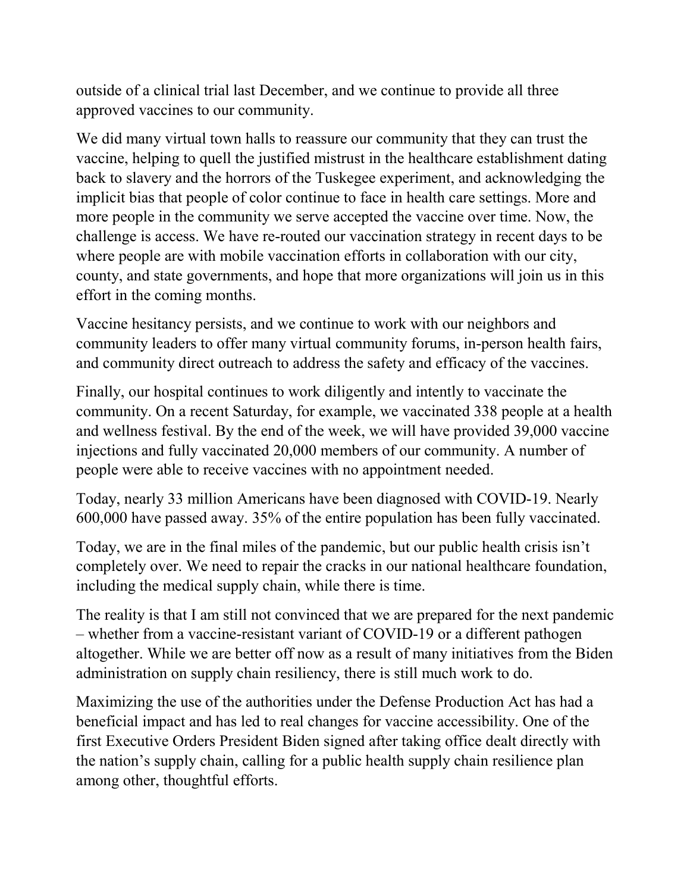outside of a clinical trial last December, and we continue to provide all three approved vaccines to our community.

We did many virtual town halls to reassure our community that they can trust the vaccine, helping to quell the justified mistrust in the healthcare establishment dating back to slavery and the horrors of the Tuskegee experiment, and acknowledging the implicit bias that people of color continue to face in health care settings. More and more people in the community we serve accepted the vaccine over time. Now, the challenge is access. We have re-routed our vaccination strategy in recent days to be where people are with mobile vaccination efforts in collaboration with our city, county, and state governments, and hope that more organizations will join us in this effort in the coming months.

Vaccine hesitancy persists, and we continue to work with our neighbors and community leaders to offer many virtual community forums, in-person health fairs, and community direct outreach to address the safety and efficacy of the vaccines.

Finally, our hospital continues to work diligently and intently to vaccinate the community. On a recent Saturday, for example, we vaccinated 338 people at a health and wellness festival. By the end of the week, we will have provided 39,000 vaccine injections and fully vaccinated 20,000 members of our community. A number of people were able to receive vaccines with no appointment needed.

Today, nearly 33 million Americans have been diagnosed with COVID-19. Nearly 600,000 have passed away. 35% of the entire population has been fully vaccinated.

Today, we are in the final miles of the pandemic, but our public health crisis isn't completely over. We need to repair the cracks in our national healthcare foundation, including the medical supply chain, while there is time.

The reality is that I am still not convinced that we are prepared for the next pandemic – whether from a vaccine-resistant variant of COVID-19 or a different pathogen altogether. While we are better off now as a result of many initiatives from the Biden administration on supply chain resiliency, there is still much work to do.

Maximizing the use of the authorities under the Defense Production Act has had a beneficial impact and has led to real changes for vaccine accessibility. One of the first Executive Orders President Biden signed after taking office dealt directly with the nation's supply chain, calling for a public health supply chain resilience plan among other, thoughtful efforts.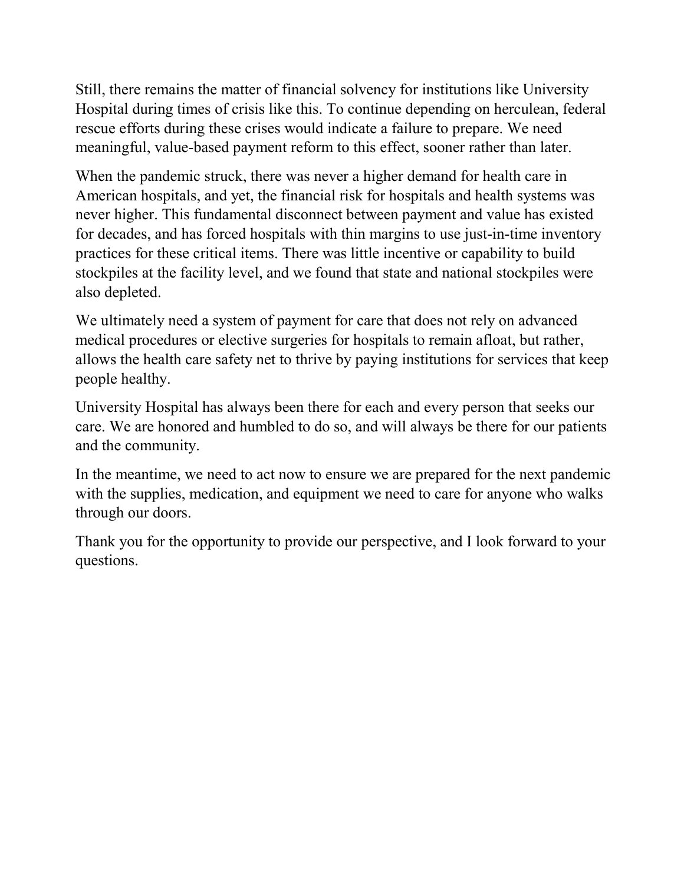Still, there remains the matter of financial solvency for institutions like University Hospital during times of crisis like this. To continue depending on herculean, federal rescue efforts during these crises would indicate a failure to prepare. We need meaningful, value-based payment reform to this effect, sooner rather than later.

When the pandemic struck, there was never a higher demand for health care in American hospitals, and yet, the financial risk for hospitals and health systems was never higher. This fundamental disconnect between payment and value has existed for decades, and has forced hospitals with thin margins to use just-in-time inventory practices for these critical items. There was little incentive or capability to build stockpiles at the facility level, and we found that state and national stockpiles were also depleted.

We ultimately need a system of payment for care that does not rely on advanced medical procedures or elective surgeries for hospitals to remain afloat, but rather, allows the health care safety net to thrive by paying institutions for services that keep people healthy.

University Hospital has always been there for each and every person that seeks our care. We are honored and humbled to do so, and will always be there for our patients and the community.

In the meantime, we need to act now to ensure we are prepared for the next pandemic with the supplies, medication, and equipment we need to care for anyone who walks through our doors.

Thank you for the opportunity to provide our perspective, and I look forward to your questions.